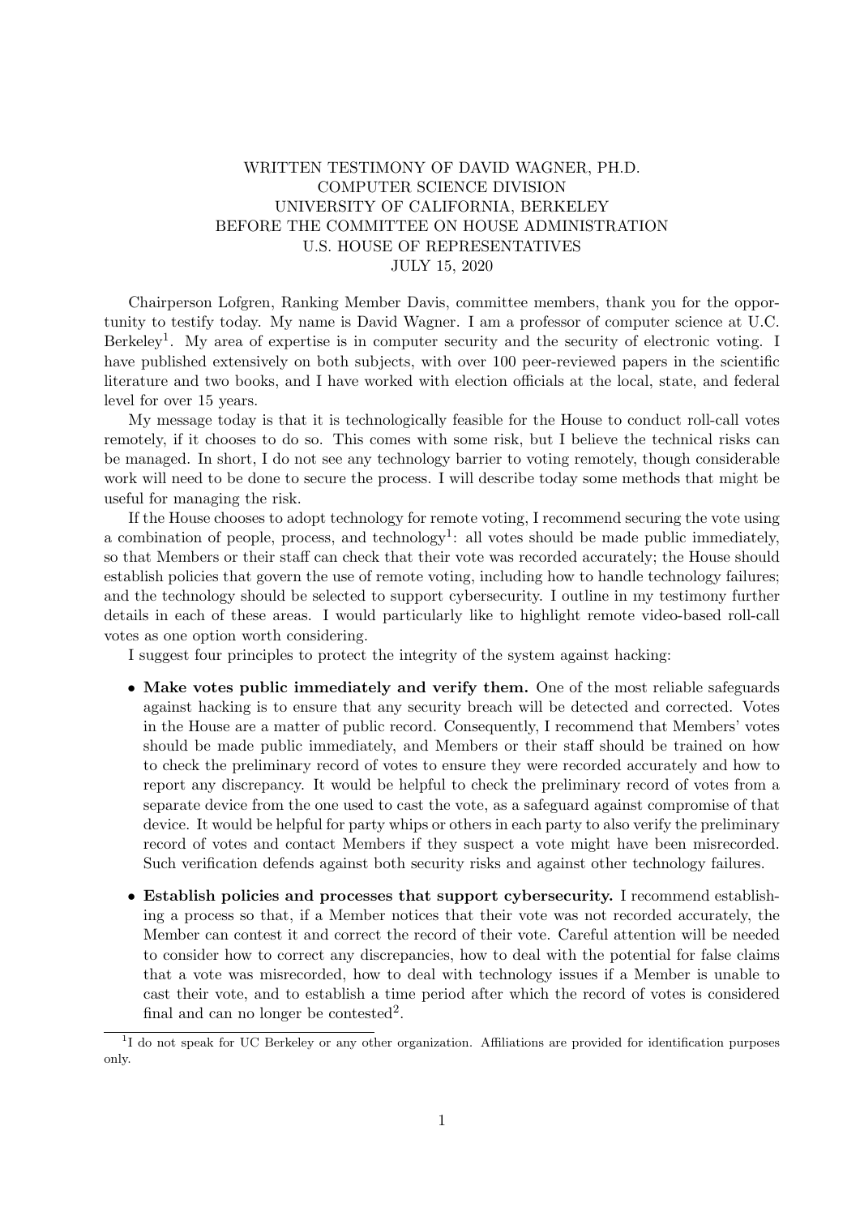WRITTEN TESTIMONY OF DAVID WAGNER, PH.D.
COMPUTER SCIENCE DIVISION
UNIVERSITY OF CALIFORNIA, BERKELEY
BEFORE THE COMMITTEE ON HOUSE ADMINISTRATION
U.S. HOUSE OF REPRESENTATIVES
JULY 15, 2020

Chairperson Lofgren, Ranking Member Davis, committee members, thank you for the opportunity to testify today. My name is David Wagner. I am a professor of computer science at U.C. Berkeley[1]. My area of expertise is in computer security and the security of electronic voting. I have published extensively on both subjects, with over 100 peer-reviewed papers in the scientific literature and two books, and I have worked with election officials at the local, state, and federal level for over 15 years.

My message today is that it is technologically feasible for the House to conduct roll-call votes remotely, if it chooses to do so. This comes with some risk, but I believe the technical risks can be managed. In short, I do not see any technology barrier to voting remotely, though considerable work will need to be done to secure the process. I will describe today some methods that might be useful for managing the risk.

If the House chooses to adopt technology for remote voting, I recommend securing the vote using a combination of people, process, and technology[1]: all votes should be made public immediately, so that Members or their staff can check that their vote was recorded accurately; the House should establish policies that govern the use of remote voting, including how to handle technology failures; and the technology should be selected to support cybersecurity. I outline in my testimony further details in each of these areas. I would particularly like to highlight remote video-based roll-call votes as one option worth considering.

I suggest four principles to protect the integrity of the system against hacking:

- **Make votes public immediately and verify them.** One of the most reliable safeguards against hacking is to ensure that any security breach will be detected and corrected. Votes in the House are a matter of public record. Consequently, I recommend that Members' votes should be made public immediately, and Members or their staff should be trained on how to check the preliminary record of votes to ensure they were recorded accurately and how to report any discrepancy. It would be helpful to check the preliminary record of votes from a separate device from the one used to cast the vote, as a safeguard against compromise of that device. It would be helpful for party whips or others in each party to also verify the preliminary record of votes and contact Members if they suspect a vote might have been misrecorded. Such verification defends against both security risks and against other technology failures.

- **Establish policies and processes that support cybersecurity.** I recommend establishing a process so that, if a Member notices that their vote was not recorded accurately, the Member can contest it and correct the record of their vote. Careful attention will be needed to consider how to correct any discrepancies, how to deal with the potential for false claims that a vote was misrecorded, how to deal with technology issues if a Member is unable to cast their vote, and to establish a time period after which the record of votes is considered final and can no longer be contested[2].

[1] I do not speak for UC Berkeley or any other organization. Affiliations are provided for identification purposes only.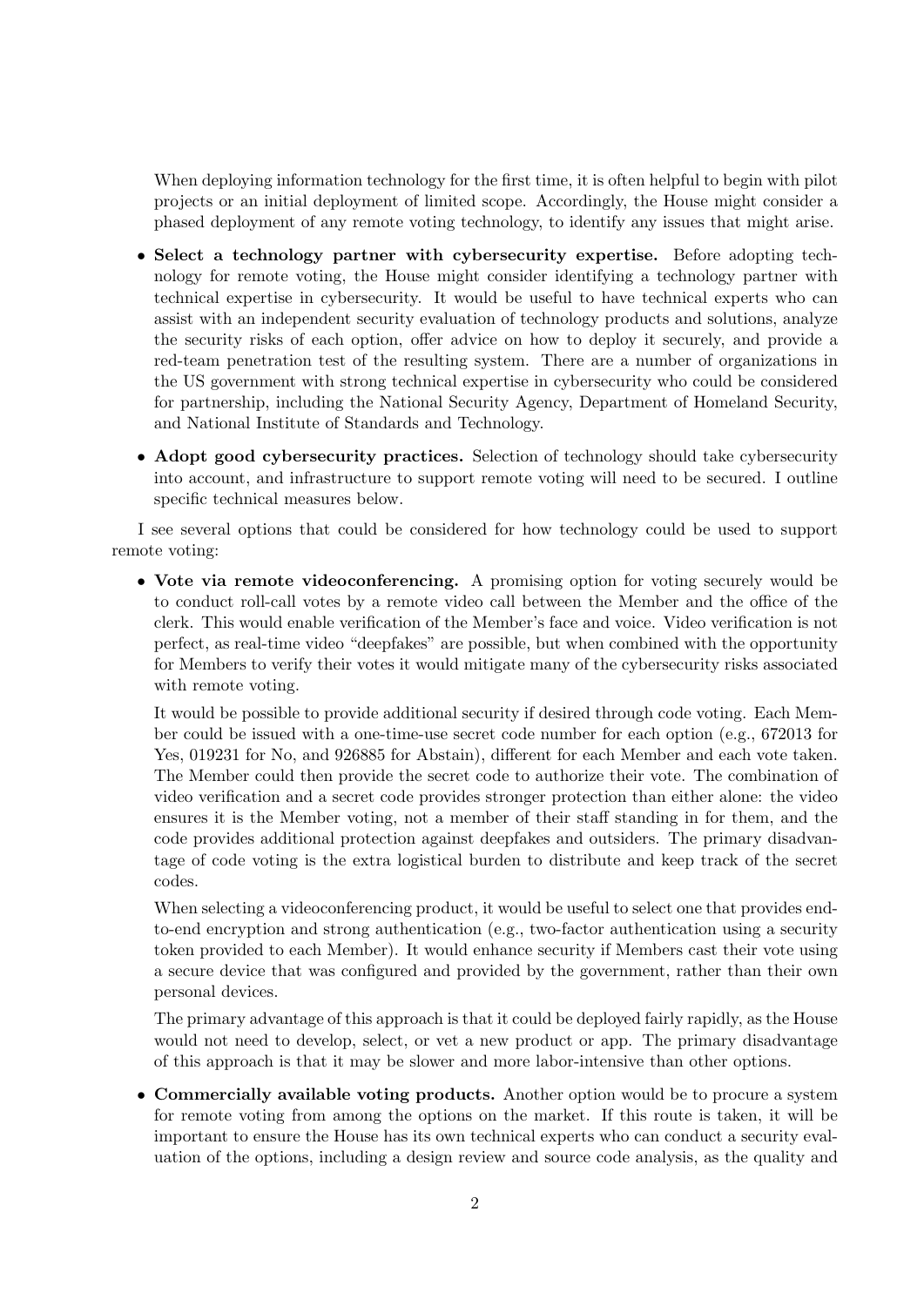When deploying information technology for the first time, it is often helpful to begin with pilot projects or an initial deployment of limited scope. Accordingly, the House might consider a phased deployment of any remote voting technology, to identify any issues that might arise.

- **Select a technology partner with cybersecurity expertise.** Before adopting technology for remote voting, the House might consider identifying a technology partner with technical expertise in cybersecurity. It would be useful to have technical experts who can assist with an independent security evaluation of technology products and solutions, analyze the security risks of each option, offer advice on how to deploy it securely, and provide a red-team penetration test of the resulting system. There are a number of organizations in the US government with strong technical expertise in cybersecurity who could be considered for partnership, including the National Security Agency, Department of Homeland Security, and National Institute of Standards and Technology.
- **Adopt good cybersecurity practices.** Selection of technology should take cybersecurity into account, and infrastructure to support remote voting will need to be secured. I outline specific technical measures below.

I see several options that could be considered for how technology could be used to support remote voting:

- **Vote via remote videoconferencing.** A promising option for voting securely would be to conduct roll-call votes by a remote video call between the Member and the office of the clerk. This would enable verification of the Member's face and voice. Video verification is not perfect, as real-time video "deepfakes" are possible, but when combined with the opportunity for Members to verify their votes it would mitigate many of the cybersecurity risks associated with remote voting.

  It would be possible to provide additional security if desired through code voting. Each Member could be issued with a one-time-use secret code number for each option (e.g., 672013 for Yes, 019231 for No, and 926885 for Abstain), different for each Member and each vote taken. The Member could then provide the secret code to authorize their vote. The combination of video verification and a secret code provides stronger protection than either alone: the video ensures it is the Member voting, not a member of their staff standing in for them, and the code provides additional protection against deepfakes and outsiders. The primary disadvantage of code voting is the extra logistical burden to distribute and keep track of the secret codes.

  When selecting a videoconferencing product, it would be useful to select one that provides end-to-end encryption and strong authentication (e.g., two-factor authentication using a security token provided to each Member). It would enhance security if Members cast their vote using a secure device that was configured and provided by the government, rather than their own personal devices.

  The primary advantage of this approach is that it could be deployed fairly rapidly, as the House would not need to develop, select, or vet a new product or app. The primary disadvantage of this approach is that it may be slower and more labor-intensive than other options.

- **Commercially available voting products.** Another option would be to procure a system for remote voting from among the options on the market. If this route is taken, it will be important to ensure the House has its own technical experts who can conduct a security evaluation of the options, including a design review and source code analysis, as the quality and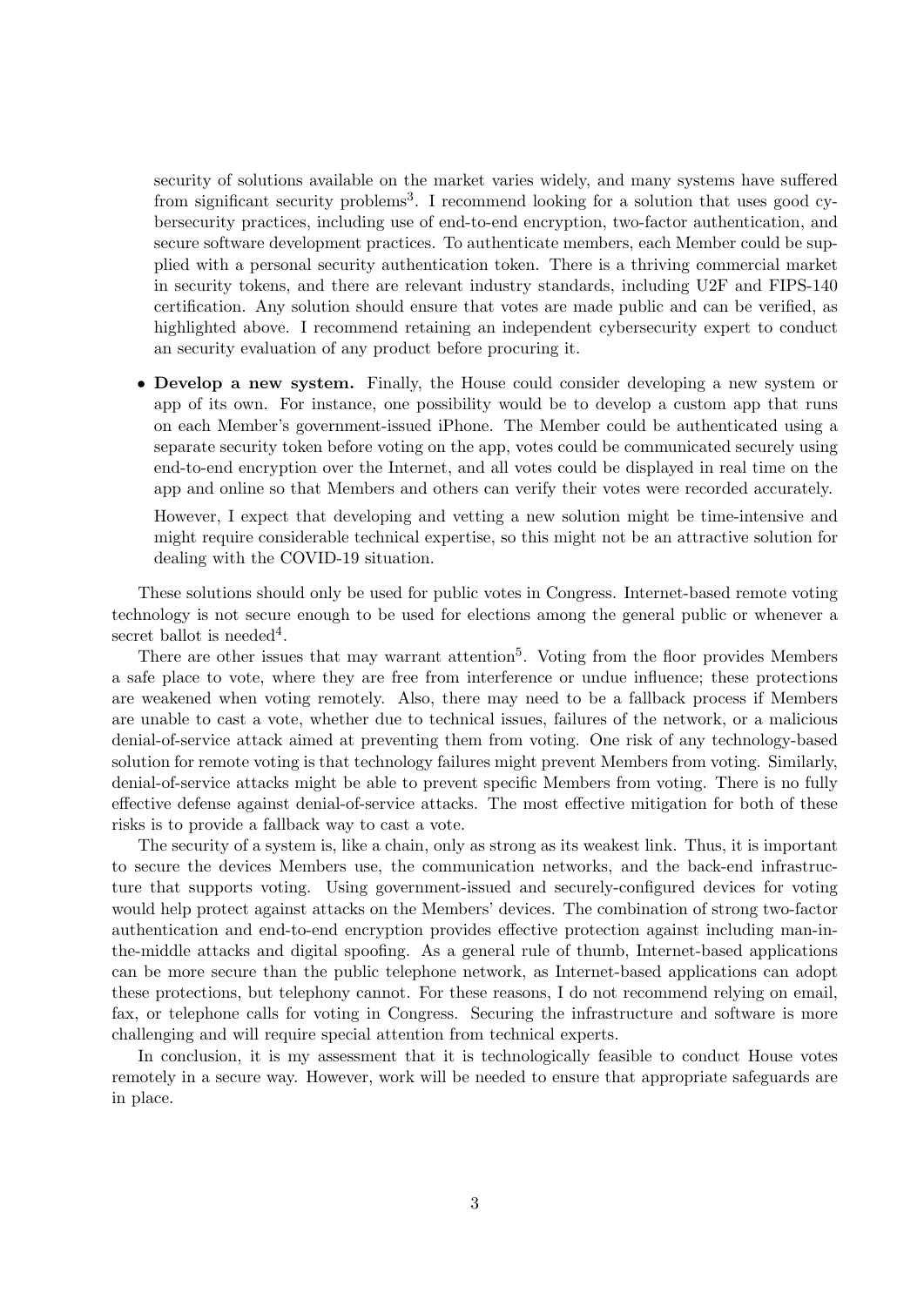security of solutions available on the market varies widely, and many systems have suffered from significant security problems[3]. I recommend looking for a solution that uses good cybersecurity practices, including use of end-to-end encryption, two-factor authentication, and secure software development practices. To authenticate members, each Member could be supplied with a personal security authentication token. There is a thriving commercial market in security tokens, and there are relevant industry standards, including U2F and FIPS-140 certification. Any solution should ensure that votes are made public and can be verified, as highlighted above. I recommend retaining an independent cybersecurity expert to conduct an security evaluation of any product before procuring it.

- **Develop a new system.** Finally, the House could consider developing a new system or app of its own. For instance, one possibility would be to develop a custom app that runs on each Member's government-issued iPhone. The Member could be authenticated using a separate security token before voting on the app, votes could be communicated securely using end-to-end encryption over the Internet, and all votes could be displayed in real time on the app and online so that Members and others can verify their votes were recorded accurately.

  However, I expect that developing and vetting a new solution might be time-intensive and might require considerable technical expertise, so this might not be an attractive solution for dealing with the COVID-19 situation.

These solutions should only be used for public votes in Congress. Internet-based remote voting technology is not secure enough to be used for elections among the general public or whenever a secret ballot is needed[4].

There are other issues that may warrant attention[5]. Voting from the floor provides Members a safe place to vote, where they are free from interference or undue influence; these protections are weakened when voting remotely. Also, there may need to be a fallback process if Members are unable to cast a vote, whether due to technical issues, failures of the network, or a malicious denial-of-service attack aimed at preventing them from voting. One risk of any technology-based solution for remote voting is that technology failures might prevent Members from voting. Similarly, denial-of-service attacks might be able to prevent specific Members from voting. There is no fully effective defense against denial-of-service attacks. The most effective mitigation for both of these risks is to provide a fallback way to cast a vote.

The security of a system is, like a chain, only as strong as its weakest link. Thus, it is important to secure the devices Members use, the communication networks, and the back-end infrastructure that supports voting. Using government-issued and securely-configured devices for voting would help protect against attacks on the Members' devices. The combination of strong two-factor authentication and end-to-end encryption provides effective protection against including man-in-the-middle attacks and digital spoofing. As a general rule of thumb, Internet-based applications can be more secure than the public telephone network, as Internet-based applications can adopt these protections, but telephony cannot. For these reasons, I do not recommend relying on email, fax, or telephone calls for voting in Congress. Securing the infrastructure and software is more challenging and will require special attention from technical experts.

In conclusion, it is my assessment that it is technologically feasible to conduct House votes remotely in a secure way. However, work will be needed to ensure that appropriate safeguards are in place.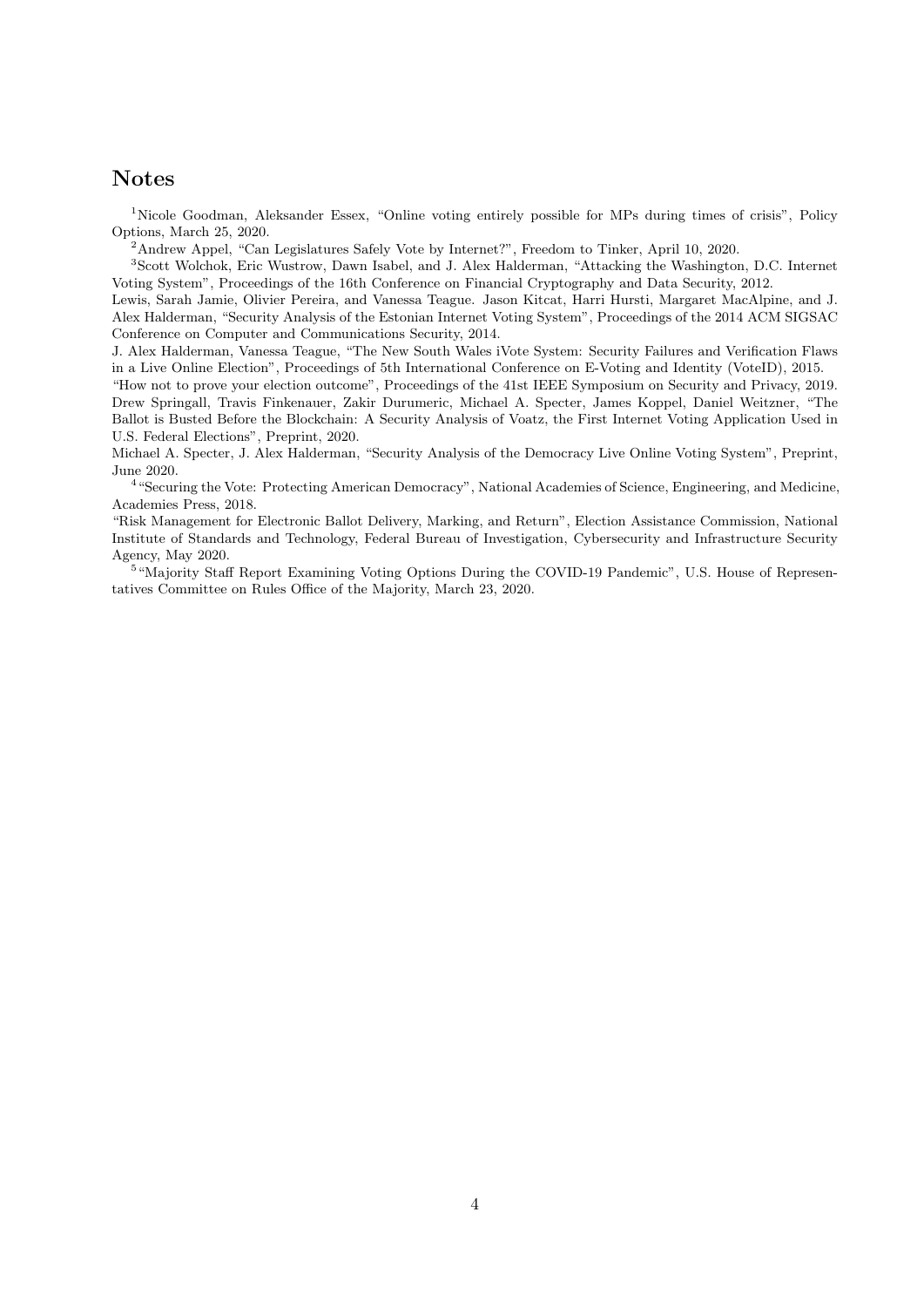## Notes

[1]Nicole Goodman, Aleksander Essex, "Online voting entirely possible for MPs during times of crisis", Policy Options, March 25, 2020.

[2]Andrew Appel, "Can Legislatures Safely Vote by Internet?", Freedom to Tinker, April 10, 2020.

[3]Scott Wolchok, Eric Wustrow, Dawn Isabel, and J. Alex Halderman, "Attacking the Washington, D.C. Internet Voting System", Proceedings of the 16th Conference on Financial Cryptography and Data Security, 2012.
Lewis, Sarah Jamie, Olivier Pereira, and Vanessa Teague. Jason Kitcat, Harri Hursti, Margaret MacAlpine, and J. Alex Halderman, "Security Analysis of the Estonian Internet Voting System", Proceedings of the 2014 ACM SIGSAC Conference on Computer and Communications Security, 2014.
J. Alex Halderman, Vanessa Teague, "The New South Wales iVote System: Security Failures and Verification Flaws in a Live Online Election", Proceedings of 5th International Conference on E-Voting and Identity (VoteID), 2015.
"How not to prove your election outcome", Proceedings of the 41st IEEE Symposium on Security and Privacy, 2019.
Drew Springall, Travis Finkenauer, Zakir Durumeric, Michael A. Specter, James Koppel, Daniel Weitzner, "The Ballot is Busted Before the Blockchain: A Security Analysis of Voatz, the First Internet Voting Application Used in U.S. Federal Elections", Preprint, 2020.
Michael A. Specter, J. Alex Halderman, "Security Analysis of the Democracy Live Online Voting System", Preprint, June 2020.

[4]"Securing the Vote: Protecting American Democracy", National Academies of Science, Engineering, and Medicine, Academies Press, 2018.
"Risk Management for Electronic Ballot Delivery, Marking, and Return", Election Assistance Commission, National Institute of Standards and Technology, Federal Bureau of Investigation, Cybersecurity and Infrastructure Security Agency, May 2020.

[5]"Majority Staff Report Examining Voting Options During the COVID-19 Pandemic", U.S. House of Representatives Committee on Rules Office of the Majority, March 23, 2020.